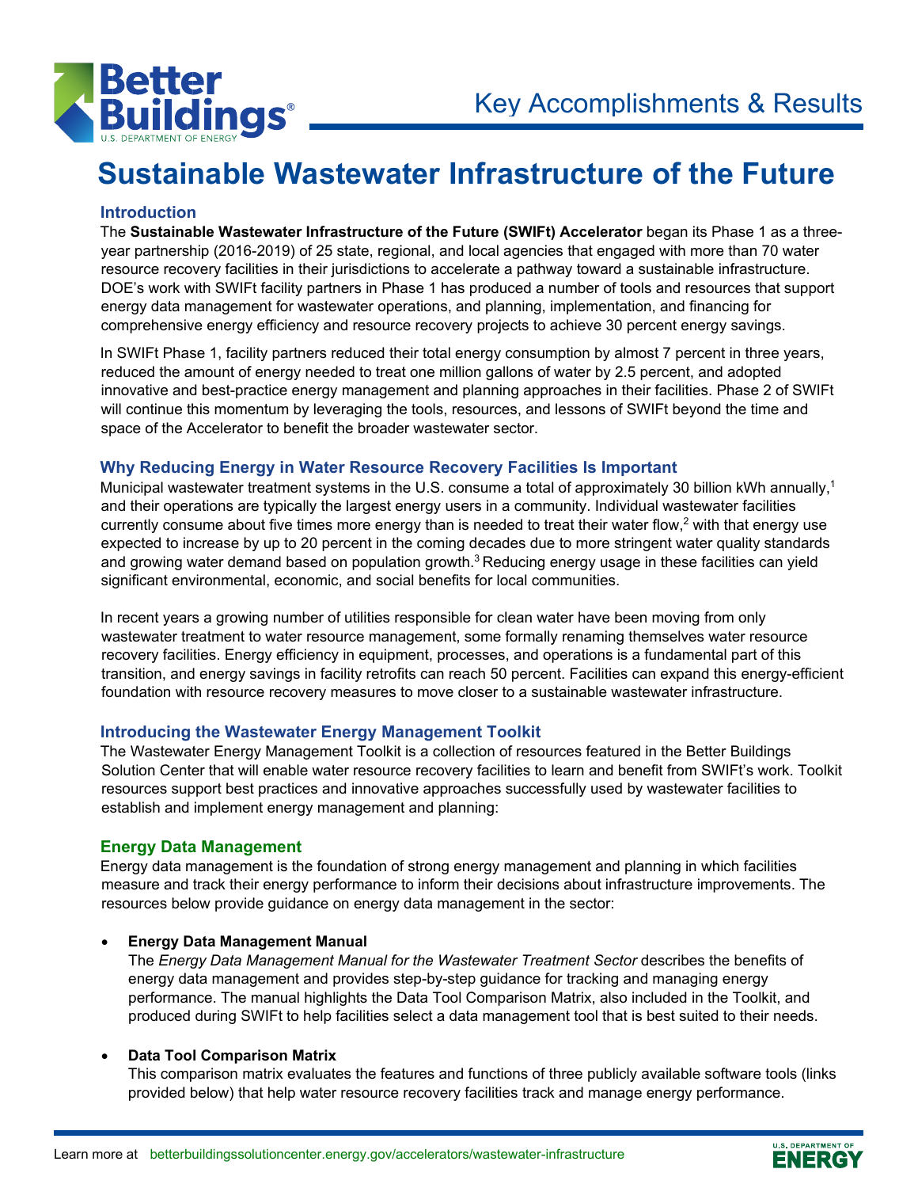# Sustainable Wastewater Infrastructure of the Future

Key Accomplishments & Results

## Introduction

The **Sustainable Wastewater Infrastructure of the Future (SWIFt) Accelerator** began its Phase 1 as a three-year partnership (2016-2019) of 25 state, regional, and local agencies that engaged with more than 70 water resource recovery facilities in their jurisdictions to accelerate a pathway toward a sustainable infrastructure. DOE's work with SWIFt facility partners in Phase 1 has produced a number of tools and resources that support energy data management for wastewater operations, and planning, implementation, and financing for comprehensive energy efficiency and resource recovery projects to achieve 30 percent energy savings.

In SWIFt Phase 1, facility partners reduced their total energy consumption by almost 7 percent in three years, reduced the amount of energy needed to treat one million gallons of water by 2.5 percent, and adopted innovative and best-practice energy management and planning approaches in their facilities. Phase 2 of SWIFt will continue this momentum by leveraging the tools, resources, and lessons of SWIFt beyond the time and space of the Accelerator to benefit the broader wastewater sector.

## Why Reducing Energy in Water Resource Recovery Facilities Is Important

Municipal wastewater treatment systems in the U.S. consume a total of approximately 30 billion kWh annually,[1] and their operations are typically the largest energy users in a community. Individual wastewater facilities currently consume about five times more energy than is needed to treat their water flow,[2] with that energy use expected to increase by up to 20 percent in the coming decades due to more stringent water quality standards and growing water demand based on population growth.[3] Reducing energy usage in these facilities can yield significant environmental, economic, and social benefits for local communities.

In recent years a growing number of utilities responsible for clean water have been moving from only wastewater treatment to water resource management, some formally renaming themselves water resource recovery facilities. Energy efficiency in equipment, processes, and operations is a fundamental part of this transition, and energy savings in facility retrofits can reach 50 percent. Facilities can expand this energy-efficient foundation with resource recovery measures to move closer to a sustainable wastewater infrastructure.

## Introducing the Wastewater Energy Management Toolkit

The Wastewater Energy Management Toolkit is a collection of resources featured in the Better Buildings Solution Center that will enable water resource recovery facilities to learn and benefit from SWIFt's work. Toolkit resources support best practices and innovative approaches successfully used by wastewater facilities to establish and implement energy management and planning:

### Energy Data Management

Energy data management is the foundation of strong energy management and planning in which facilities measure and track their energy performance to inform their decisions about infrastructure improvements. The resources below provide guidance on energy data management in the sector:

- **Energy Data Management Manual**
  The *Energy Data Management Manual for the Wastewater Treatment Sector* describes the benefits of energy data management and provides step-by-step guidance for tracking and managing energy performance. The manual highlights the Data Tool Comparison Matrix, also included in the Toolkit, and produced during SWIFt to help facilities select a data management tool that is best suited to their needs.

- **Data Tool Comparison Matrix**
  This comparison matrix evaluates the features and functions of three publicly available software tools (links provided below) that help water resource recovery facilities track and manage energy performance.

Learn more at betterbuildingssolutioncenter.energy.gov/accelerators/wastewater-infrastructure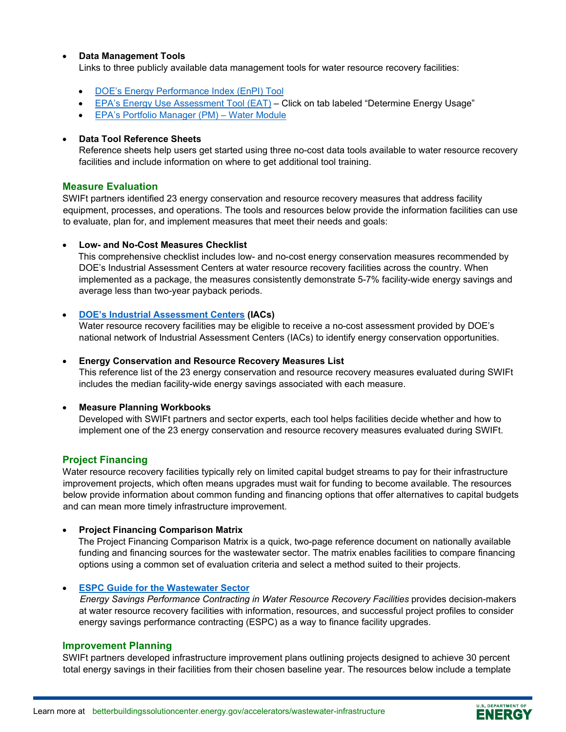- **Data Management Tools**
  Links to three publicly available data management tools for water resource recovery facilities:

  - DOE's Energy Performance Index (EnPI) Tool
  - EPA's Energy Use Assessment Tool (EAT) – Click on tab labeled "Determine Energy Usage"
  - EPA's Portfolio Manager (PM) – Water Module

- **Data Tool Reference Sheets**
  Reference sheets help users get started using three no-cost data tools available to water resource recovery facilities and include information on where to get additional tool training.

## Measure Evaluation

SWIFt partners identified 23 energy conservation and resource recovery measures that address facility equipment, processes, and operations. The tools and resources below provide the information facilities can use to evaluate, plan for, and implement measures that meet their needs and goals:

- **Low- and No-Cost Measures Checklist**
  This comprehensive checklist includes low- and no-cost energy conservation measures recommended by DOE's Industrial Assessment Centers at water resource recovery facilities across the country. When implemented as a package, the measures consistently demonstrate 5-7% facility-wide energy savings and average less than two-year payback periods.

- **DOE's Industrial Assessment Centers (IACs)**
  Water resource recovery facilities may be eligible to receive a no-cost assessment provided by DOE's national network of Industrial Assessment Centers (IACs) to identify energy conservation opportunities.

- **Energy Conservation and Resource Recovery Measures List**
  This reference list of the 23 energy conservation and resource recovery measures evaluated during SWIFt includes the median facility-wide energy savings associated with each measure.

- **Measure Planning Workbooks**
  Developed with SWIFt partners and sector experts, each tool helps facilities decide whether and how to implement one of the 23 energy conservation and resource recovery measures evaluated during SWIFt.

## Project Financing

Water resource recovery facilities typically rely on limited capital budget streams to pay for their infrastructure improvement projects, which often means upgrades must wait for funding to become available. The resources below provide information about common funding and financing options that offer alternatives to capital budgets and can mean more timely infrastructure improvement.

- **Project Financing Comparison Matrix**
  The Project Financing Comparison Matrix is a quick, two-page reference document on nationally available funding and financing sources for the wastewater sector. The matrix enables facilities to compare financing options using a common set of evaluation criteria and select a method suited to their projects.

- **ESPC Guide for the Wastewater Sector**
  *Energy Savings Performance Contracting in Water Resource Recovery Facilities* provides decision-makers at water resource recovery facilities with information, resources, and successful project profiles to consider energy savings performance contracting (ESPC) as a way to finance facility upgrades.

## Improvement Planning

SWIFt partners developed infrastructure improvement plans outlining projects designed to achieve 30 percent total energy savings in their facilities from their chosen baseline year. The resources below include a template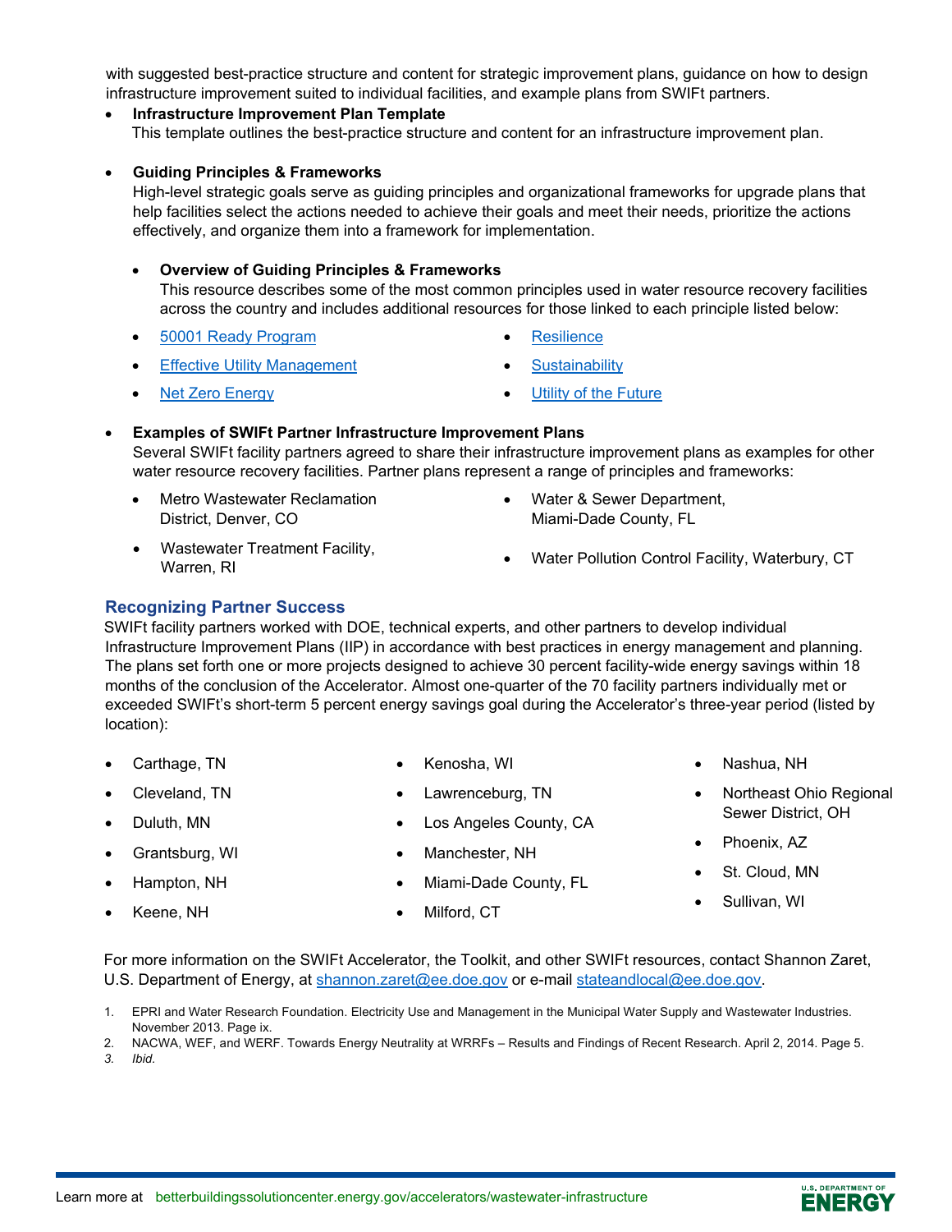with suggested best-practice structure and content for strategic improvement plans, guidance on how to design infrastructure improvement suited to individual facilities, and example plans from SWIFt partners.

- **Infrastructure Improvement Plan Template**
  This template outlines the best-practice structure and content for an infrastructure improvement plan.

- **Guiding Principles & Frameworks**
  High-level strategic goals serve as guiding principles and organizational frameworks for upgrade plans that help facilities select the actions needed to achieve their goals and meet their needs, prioritize the actions effectively, and organize them into a framework for implementation.

  - **Overview of Guiding Principles & Frameworks**
    This resource describes some of the most common principles used in water resource recovery facilities across the country and includes additional resources for those linked to each principle listed below:

  - 50001 Ready Program
  - Effective Utility Management
  - Net Zero Energy
  - Resilience
  - Sustainability
  - Utility of the Future

- **Examples of SWIFt Partner Infrastructure Improvement Plans**
  Several SWIFt facility partners agreed to share their infrastructure improvement plans as examples for other water resource recovery facilities. Partner plans represent a range of principles and frameworks:

  - Metro Wastewater Reclamation District, Denver, CO
  - Wastewater Treatment Facility, Warren, RI
  - Water & Sewer Department, Miami-Dade County, FL
  - Water Pollution Control Facility, Waterbury, CT

## Recognizing Partner Success

SWIFt facility partners worked with DOE, technical experts, and other partners to develop individual Infrastructure Improvement Plans (IIP) in accordance with best practices in energy management and planning. The plans set forth one or more projects designed to achieve 30 percent facility-wide energy savings within 18 months of the conclusion of the Accelerator. Almost one-quarter of the 70 facility partners individually met or exceeded SWIFt's short-term 5 percent energy savings goal during the Accelerator's three-year period (listed by location):

- Carthage, TN
- Cleveland, TN
- Duluth, MN
- Grantsburg, WI
- Hampton, NH
- Keene, NH
- Kenosha, WI
- Lawrenceburg, TN
- Los Angeles County, CA
- Manchester, NH
- Miami-Dade County, FL
- Milford, CT
- Nashua, NH
- Northeast Ohio Regional Sewer District, OH
- Phoenix, AZ
- St. Cloud, MN
- Sullivan, WI

For more information on the SWIFt Accelerator, the Toolkit, and other SWIFt resources, contact Shannon Zaret, U.S. Department of Energy, at shannon.zaret@ee.doe.gov or e-mail stateandlocal@ee.doe.gov.

1. EPRI and Water Research Foundation. Electricity Use and Management in the Municipal Water Supply and Wastewater Industries. November 2013. Page ix.
2. NACWA, WEF, and WERF. Towards Energy Neutrality at WRRFs – Results and Findings of Recent Research. April 2, 2014. Page 5.
3. *Ibid.*